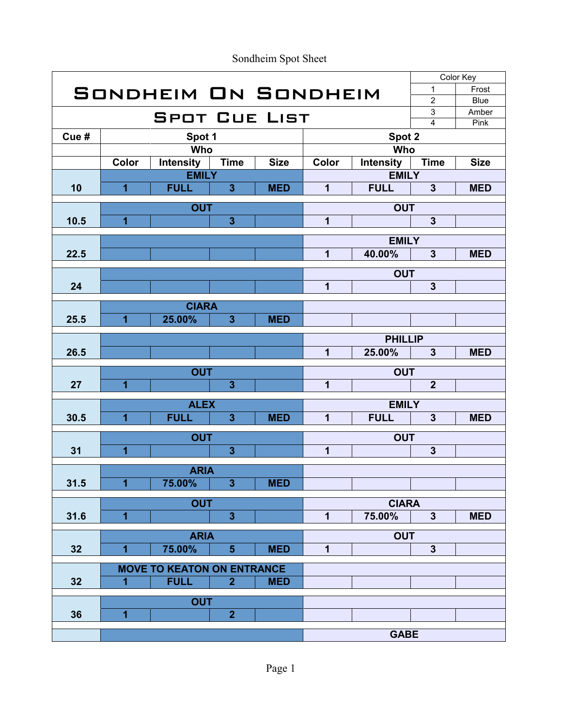Sondheim Spot Sheet

# Sondheim On Sondheim

## Spot Cue List

| Color Key | |
|---|---|
| 1 | Frost |
| 2 | Blue |
| 3 | Amber |
| 4 | Pink |

| Cue # | Spot 1 | | | | Spot 2 | | | |
|---|---|---|---|---|---|---|---|---|
| | Who | | | | Who | | | |
| | Color | Intensity | Time | Size | Color | Intensity | Time | Size |
| | EMILY | | | | EMILY | | | |
| 10 | 1 | FULL | 3 | MED | 1 | FULL | 3 | MED |
| | OUT | | | | OUT | | | |
| 10.5 | 1 | | 3 | | 1 | | 3 | |
| | | | | | EMILY | | | |
| 22.5 | | | | | 1 | 40.00% | 3 | MED |
| | | | | | OUT | | | |
| 24 | | | | | 1 | | 3 | |
| | CIARA | | | | | | | |
| 25.5 | 1 | 25.00% | 3 | MED | | | | |
| | | | | | PHILLIP | | | |
| 26.5 | | | | | 1 | 25.00% | 3 | MED |
| | OUT | | | | OUT | | | |
| 27 | 1 | | 3 | | 1 | | 2 | |
| | ALEX | | | | EMILY | | | |
| 30.5 | 1 | FULL | 3 | MED | 1 | FULL | 3 | MED |
| | OUT | | | | OUT | | | |
| 31 | 1 | | 3 | | 1 | | 3 | |
| | ARIA | | | | | | | |
| 31.5 | 1 | 75.00% | 3 | MED | | | | |
| | OUT | | | | CIARA | | | |
| 31.6 | 1 | | 3 | | 1 | 75.00% | 3 | MED |
| | ARIA | | | | OUT | | | |
| 32 | 1 | 75.00% | 5 | MED | 1 | | 3 | |
| | MOVE TO KEATON ON ENTRANCE | | | | | | | |
| 32 | 1 | FULL | 2 | MED | | | | |
| | OUT | | | | | | | |
| 36 | 1 | | 2 | | | | | |
| | | | | | GABE | | | |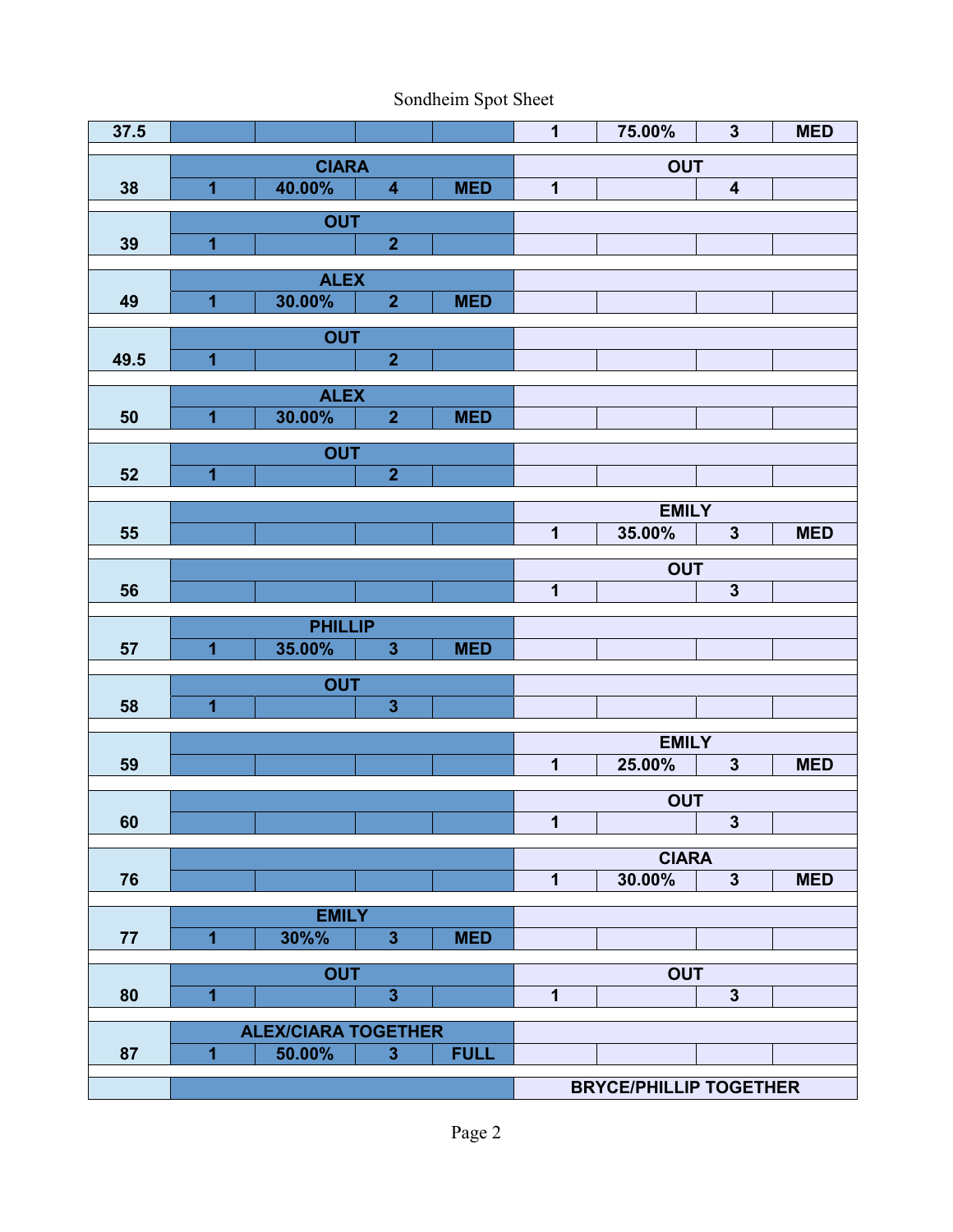Sondheim Spot Sheet

| Cue | | | | | | | | |
|---|---|---|---|---|---|---|---|---|
| 37.5 | | | | | 1 | 75.00% | 3 | MED |
| | CIARA | | | | OUT | | | |
| 38 | 1 | 40.00% | 4 | MED | 1 | | 4 | |
| | OUT | | | | | | | |
| 39 | 1 | | 2 | | | | | |
| | ALEX | | | | | | | |
| 49 | 1 | 30.00% | 2 | MED | | | | |
| | OUT | | | | | | | |
| 49.5 | 1 | | 2 | | | | | |
| | ALEX | | | | | | | |
| 50 | 1 | 30.00% | 2 | MED | | | | |
| | OUT | | | | | | | |
| 52 | 1 | | 2 | | | | | |
| | | | | | EMILY | | | |
| 55 | | | | | 1 | 35.00% | 3 | MED |
| | | | | | OUT | | | |
| 56 | | | | | 1 | | 3 | |
| | PHILLIP | | | | | | | |
| 57 | 1 | 35.00% | 3 | MED | | | | |
| | OUT | | | | | | | |
| 58 | 1 | | 3 | | | | | |
| | | | | | EMILY | | | |
| 59 | | | | | 1 | 25.00% | 3 | MED |
| | | | | | OUT | | | |
| 60 | | | | | 1 | | 3 | |
| | | | | | CIARA | | | |
| 76 | | | | | 1 | 30.00% | 3 | MED |
| | EMILY | | | | | | | |
| 77 | 1 | 30%% | 3 | MED | | | | |
| | OUT | | | | OUT | | | |
| 80 | 1 | | 3 | | 1 | | 3 | |
| | ALEX/CIARA TOGETHER | | | | | | | |
| 87 | 1 | 50.00% | 3 | FULL | | | | |
| | | | | | BRYCE/PHILLIP TOGETHER | | | |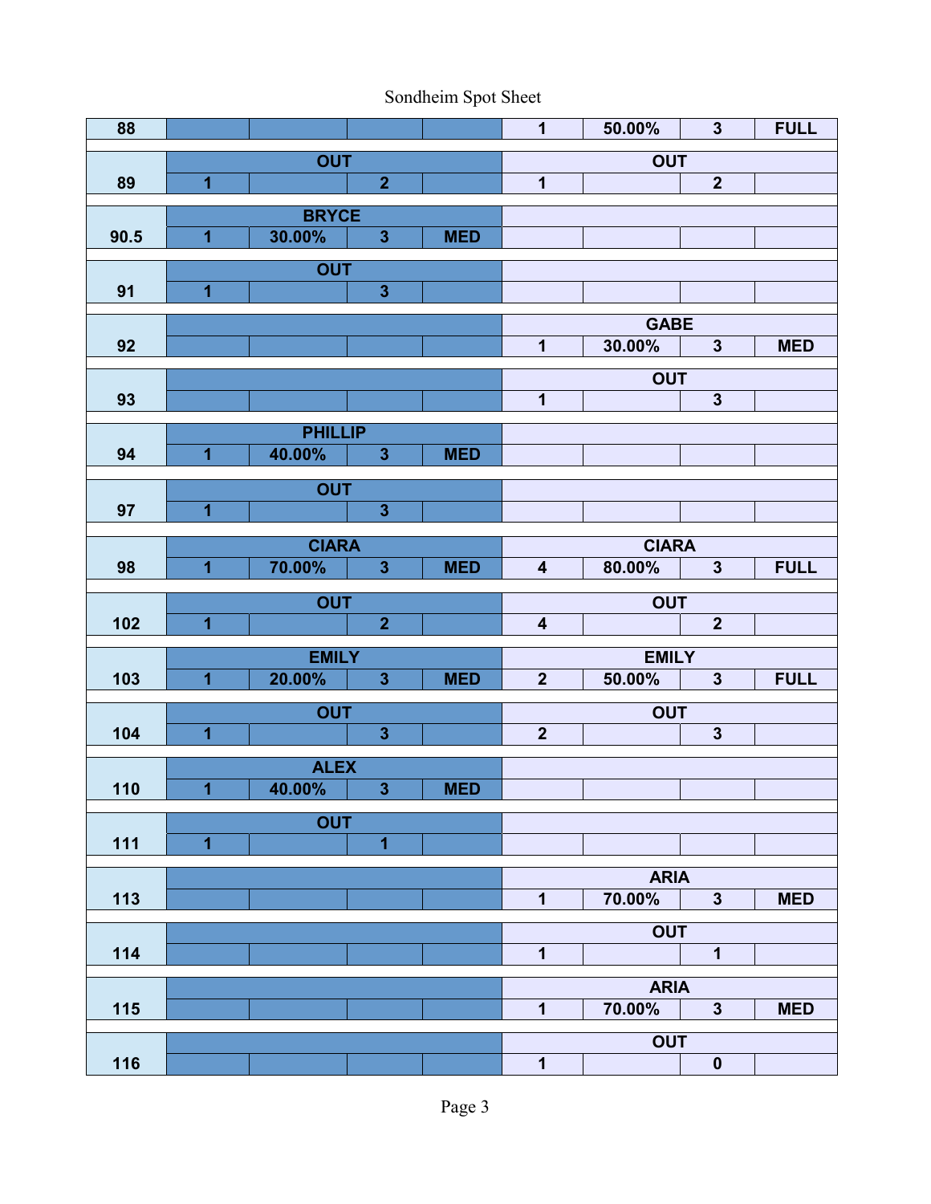# Sondheim Spot Sheet

| | | | | | | | | |
|---|---|---|---|---|---|---|---|---|
| 88 | | | | | 1 | 50.00% | 3 | FULL |
| | OUT | | | | OUT | | | |
| 89 | 1 | | 2 | | 1 | | 2 | |
| | BRYCE | | | | | | | |
| 90.5 | 1 | 30.00% | 3 | MED | | | | |
| | OUT | | | | | | | |
| 91 | 1 | | 3 | | | | | |
| | | | | | GABE | | | |
| 92 | | | | | 1 | 30.00% | 3 | MED |
| | | | | | OUT | | | |
| 93 | | | | | 1 | | 3 | |
| | PHILLIP | | | | | | | |
| 94 | 1 | 40.00% | 3 | MED | | | | |
| | OUT | | | | | | | |
| 97 | 1 | | 3 | | | | | |
| | CIARA | | | | CIARA | | | |
| 98 | 1 | 70.00% | 3 | MED | 4 | 80.00% | 3 | FULL |
| | OUT | | | | OUT | | | |
| 102 | 1 | | 2 | | 4 | | 2 | |
| | EMILY | | | | EMILY | | | |
| 103 | 1 | 20.00% | 3 | MED | 2 | 50.00% | 3 | FULL |
| | OUT | | | | OUT | | | |
| 104 | 1 | | 3 | | 2 | | 3 | |
| | ALEX | | | | | | | |
| 110 | 1 | 40.00% | 3 | MED | | | | |
| | OUT | | | | | | | |
| 111 | 1 | | 1 | | | | | |
| | | | | | ARIA | | | |
| 113 | | | | | 1 | 70.00% | 3 | MED |
| | | | | | OUT | | | |
| 114 | | | | | 1 | | 1 | |
| | | | | | ARIA | | | |
| 115 | | | | | 1 | 70.00% | 3 | MED |
| | | | | | OUT | | | |
| 116 | | | | | 1 | | 0 | |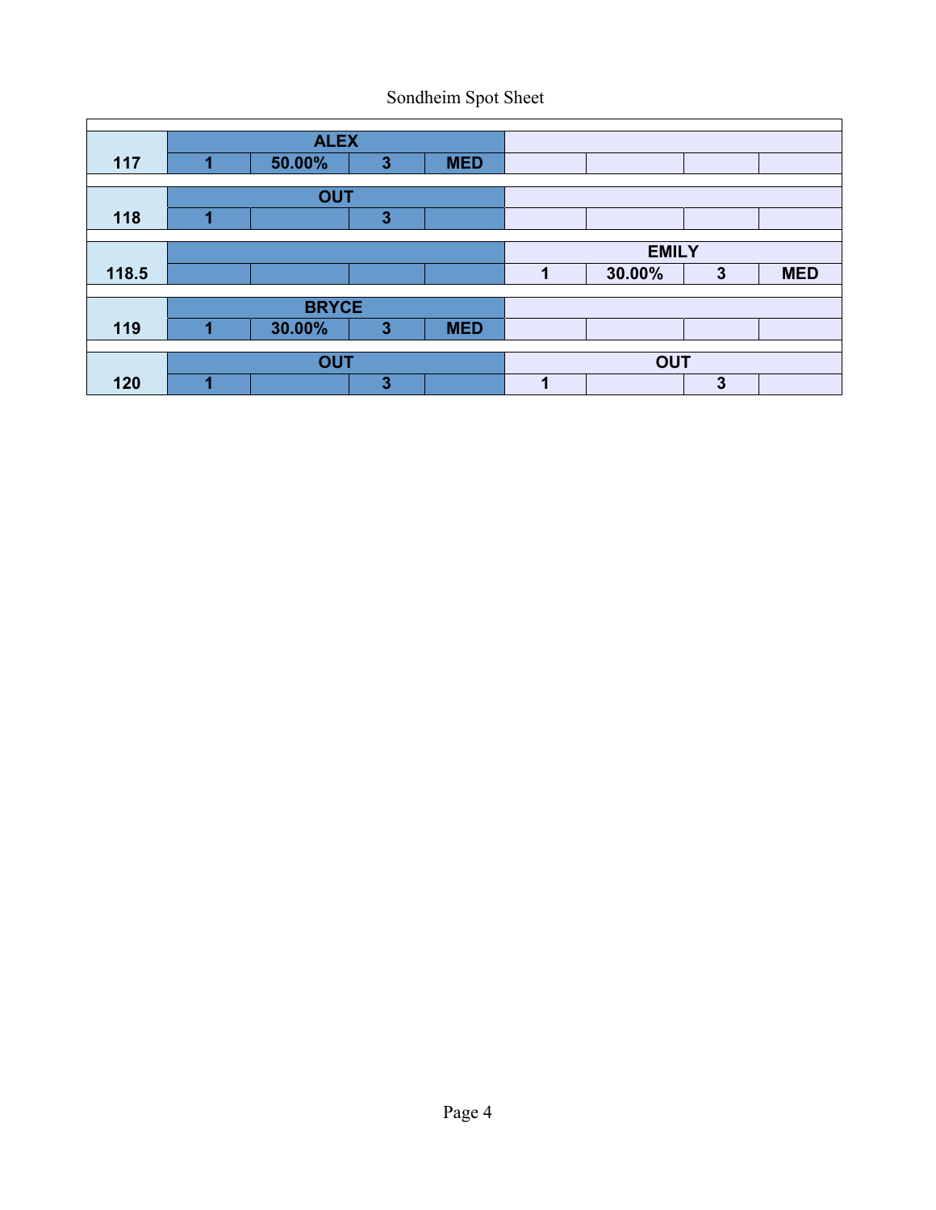Sondheim Spot Sheet

| | | | | | | | | |
|---|---|---|---|---|---|---|---|---|
| | ALEX | | | | | | | |
| 117 | 1 | 50.00% | 3 | MED | | | | |
| | OUT | | | | | | | |
| 118 | 1 | | 3 | | | | | |
| | | | | | EMILY | | | |
| 118.5 | | | | | 1 | 30.00% | 3 | MED |
| | BRYCE | | | | | | | |
| 119 | 1 | 30.00% | 3 | MED | | | | |
| | OUT | | | | OUT | | | |
| 120 | 1 | | 3 | | 1 | | 3 | |